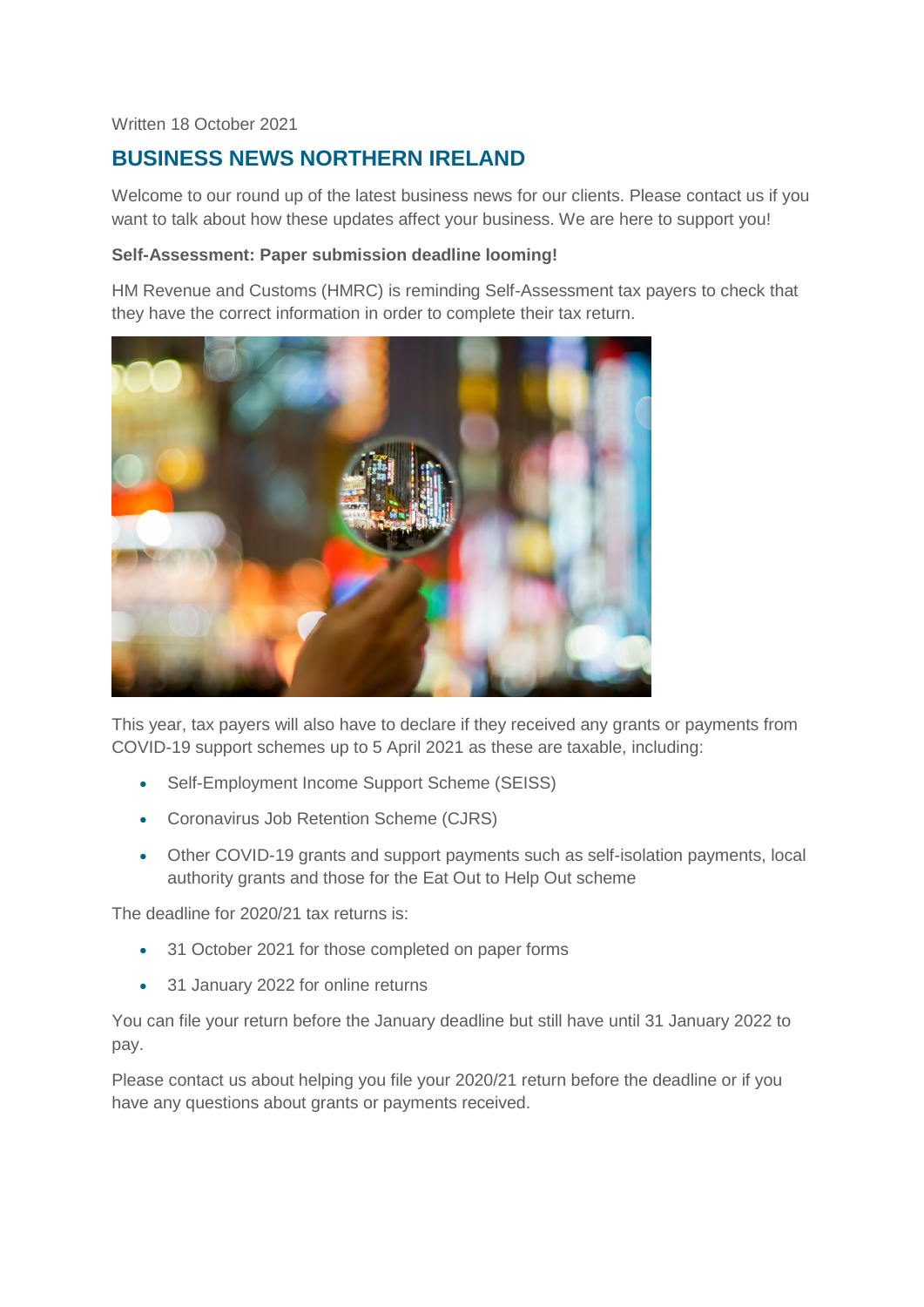Written 18 October 2021

## BUSINESS NEWS NORTHERN IRELAND

Welcome to our round up of the latest business news for our clients. Please contact us if you want to talk about how these updates affect your business. We are here to support you!

**Self-Assessment: Paper submission deadline looming!**

HM Revenue and Customs (HMRC) is reminding Self-Assessment tax payers to check that they have the correct information in order to complete their tax return.

This year, tax payers will also have to declare if they received any grants or payments from COVID-19 support schemes up to 5 April 2021 as these are taxable, including:

- Self-Employment Income Support Scheme (SEISS)
- Coronavirus Job Retention Scheme (CJRS)
- Other COVID-19 grants and support payments such as self-isolation payments, local authority grants and those for the Eat Out to Help Out scheme

The deadline for 2020/21 tax returns is:

- 31 October 2021 for those completed on paper forms
- 31 January 2022 for online returns

You can file your return before the January deadline but still have until 31 January 2022 to pay.

Please contact us about helping you file your 2020/21 return before the deadline or if you have any questions about grants or payments received.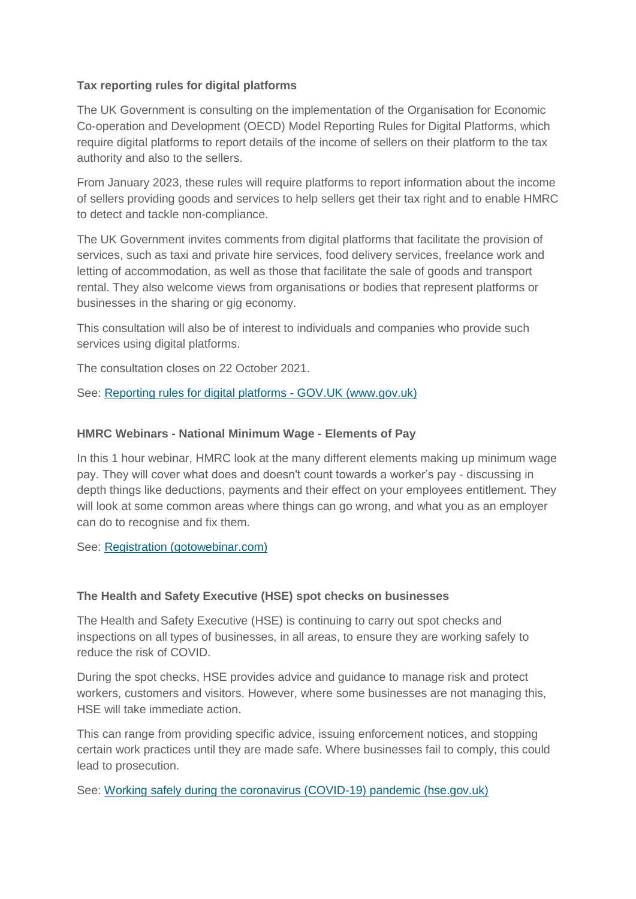**Tax reporting rules for digital platforms**

The UK Government is consulting on the implementation of the Organisation for Economic Co-operation and Development (OECD) Model Reporting Rules for Digital Platforms, which require digital platforms to report details of the income of sellers on their platform to the tax authority and also to the sellers.

From January 2023, these rules will require platforms to report information about the income of sellers providing goods and services to help sellers get their tax right and to enable HMRC to detect and tackle non-compliance.

The UK Government invites comments from digital platforms that facilitate the provision of services, such as taxi and private hire services, food delivery services, freelance work and letting of accommodation, as well as those that facilitate the sale of goods and transport rental. They also welcome views from organisations or bodies that represent platforms or businesses in the sharing or gig economy.

This consultation will also be of interest to individuals and companies who provide such services using digital platforms.

The consultation closes on 22 October 2021.

See: Reporting rules for digital platforms - GOV.UK (www.gov.uk)

**HMRC Webinars - National Minimum Wage - Elements of Pay**

In this 1 hour webinar, HMRC look at the many different elements making up minimum wage pay. They will cover what does and doesn't count towards a worker's pay - discussing in depth things like deductions, payments and their effect on your employees entitlement. They will look at some common areas where things can go wrong, and what you as an employer can do to recognise and fix them.

See: Registration (gotowebinar.com)

**The Health and Safety Executive (HSE) spot checks on businesses**

The Health and Safety Executive (HSE) is continuing to carry out spot checks and inspections on all types of businesses, in all areas, to ensure they are working safely to reduce the risk of COVID.

During the spot checks, HSE provides advice and guidance to manage risk and protect workers, customers and visitors. However, where some businesses are not managing this, HSE will take immediate action.

This can range from providing specific advice, issuing enforcement notices, and stopping certain work practices until they are made safe. Where businesses fail to comply, this could lead to prosecution.

See: Working safely during the coronavirus (COVID-19) pandemic (hse.gov.uk)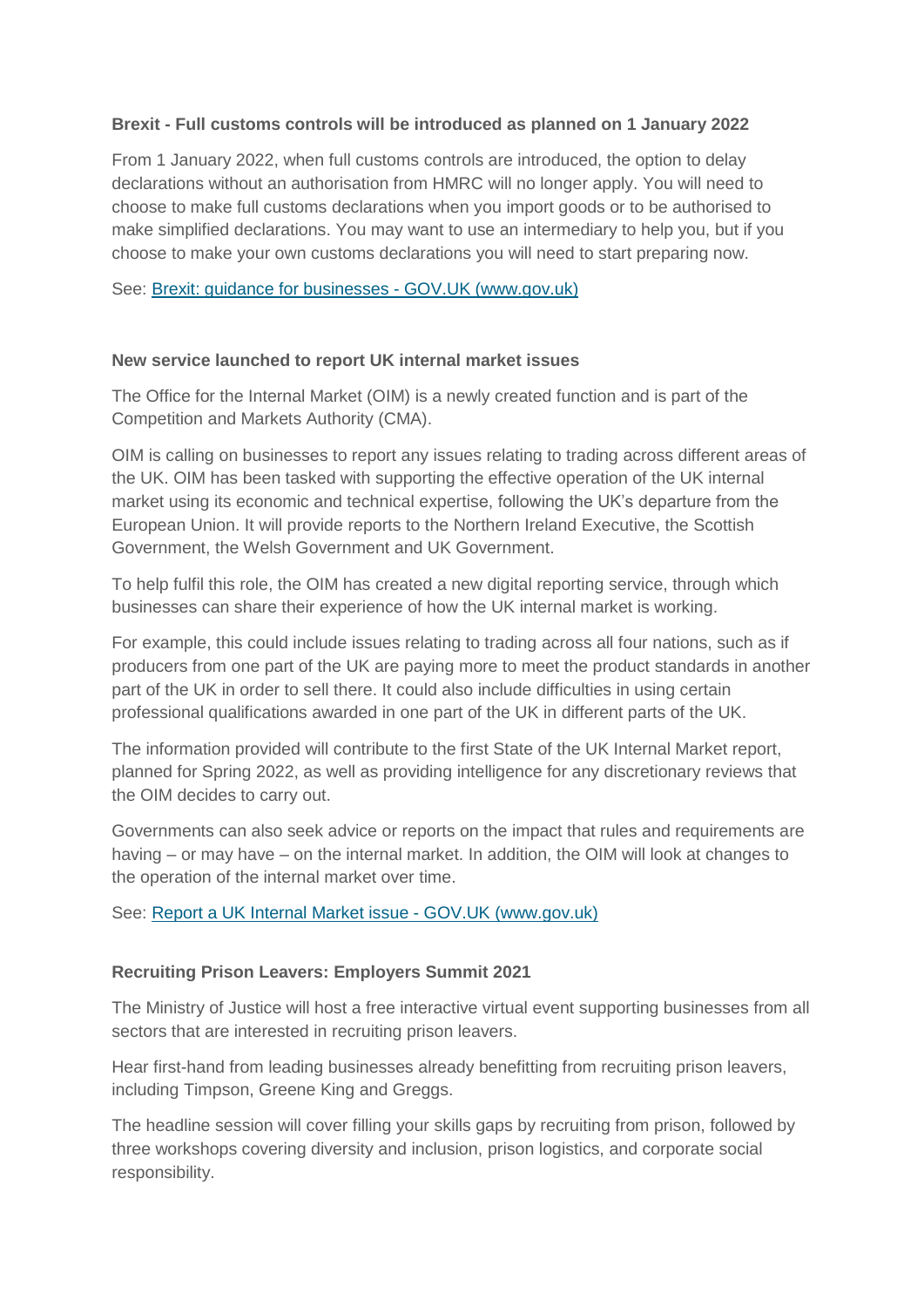**Brexit - Full customs controls will be introduced as planned on 1 January 2022**

From 1 January 2022, when full customs controls are introduced, the option to delay declarations without an authorisation from HMRC will no longer apply. You will need to choose to make full customs declarations when you import goods or to be authorised to make simplified declarations. You may want to use an intermediary to help you, but if you choose to make your own customs declarations you will need to start preparing now.

See: [Brexit: guidance for businesses - GOV.UK (www.gov.uk)]()

**New service launched to report UK internal market issues**

The Office for the Internal Market (OIM) is a newly created function and is part of the Competition and Markets Authority (CMA).

OIM is calling on businesses to report any issues relating to trading across different areas of the UK. OIM has been tasked with supporting the effective operation of the UK internal market using its economic and technical expertise, following the UK's departure from the European Union. It will provide reports to the Northern Ireland Executive, the Scottish Government, the Welsh Government and UK Government.

To help fulfil this role, the OIM has created a new digital reporting service, through which businesses can share their experience of how the UK internal market is working.

For example, this could include issues relating to trading across all four nations, such as if producers from one part of the UK are paying more to meet the product standards in another part of the UK in order to sell there. It could also include difficulties in using certain professional qualifications awarded in one part of the UK in different parts of the UK.

The information provided will contribute to the first State of the UK Internal Market report, planned for Spring 2022, as well as providing intelligence for any discretionary reviews that the OIM decides to carry out.

Governments can also seek advice or reports on the impact that rules and requirements are having – or may have – on the internal market. In addition, the OIM will look at changes to the operation of the internal market over time.

See: [Report a UK Internal Market issue - GOV.UK (www.gov.uk)]()

**Recruiting Prison Leavers: Employers Summit 2021**

The Ministry of Justice will host a free interactive virtual event supporting businesses from all sectors that are interested in recruiting prison leavers.

Hear first-hand from leading businesses already benefitting from recruiting prison leavers, including Timpson, Greene King and Greggs.

The headline session will cover filling your skills gaps by recruiting from prison, followed by three workshops covering diversity and inclusion, prison logistics, and corporate social responsibility.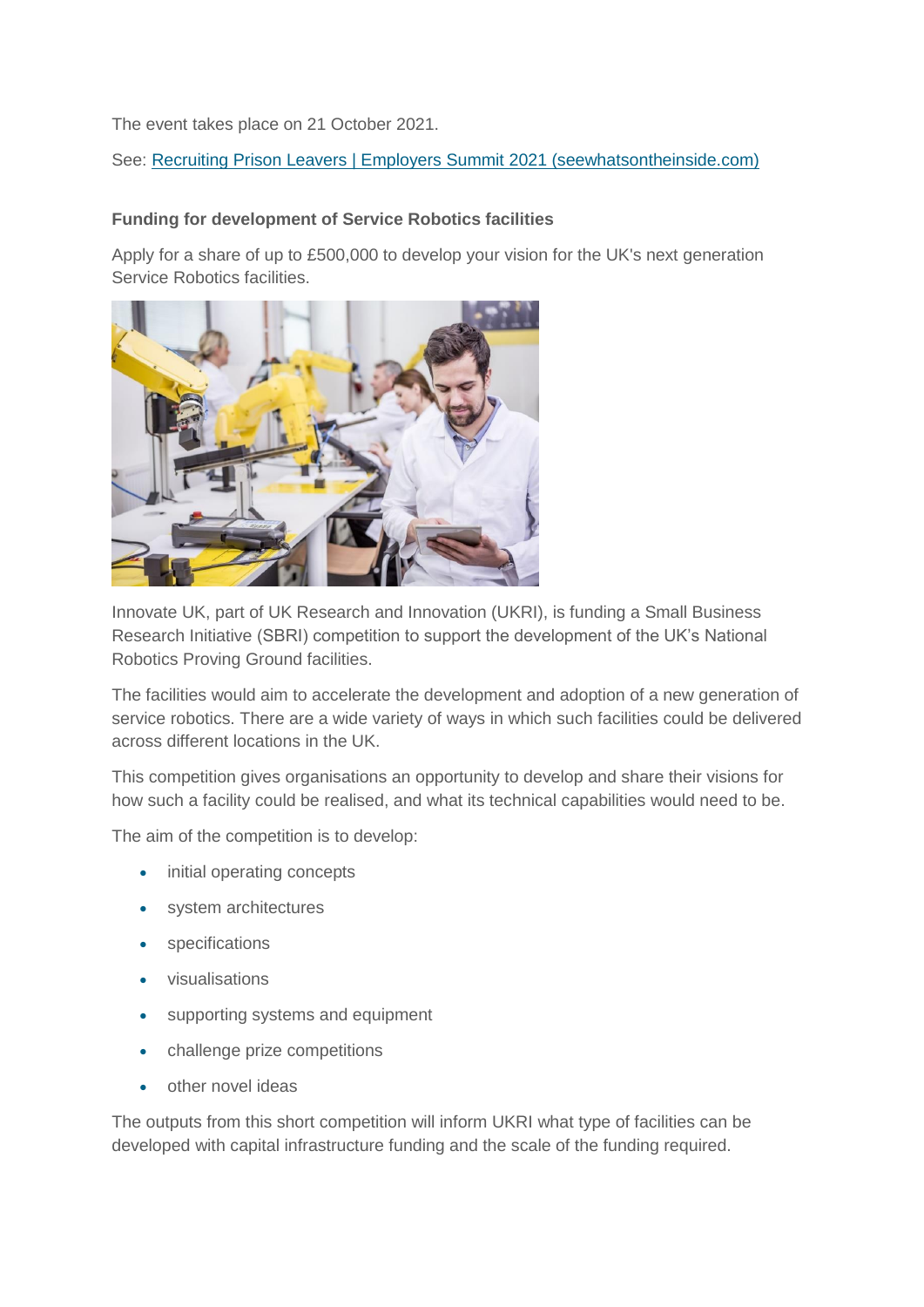The event takes place on 21 October 2021.

See: [Recruiting Prison Leavers | Employers Summit 2021 (seewhatsontheinside.com)]()

**Funding for development of Service Robotics facilities**

Apply for a share of up to £500,000 to develop your vision for the UK's next generation Service Robotics facilities.

Innovate UK, part of UK Research and Innovation (UKRI), is funding a Small Business Research Initiative (SBRI) competition to support the development of the UK's National Robotics Proving Ground facilities.

The facilities would aim to accelerate the development and adoption of a new generation of service robotics. There are a wide variety of ways in which such facilities could be delivered across different locations in the UK.

This competition gives organisations an opportunity to develop and share their visions for how such a facility could be realised, and what its technical capabilities would need to be.

The aim of the competition is to develop:

- initial operating concepts
- system architectures
- specifications
- visualisations
- supporting systems and equipment
- challenge prize competitions
- other novel ideas

The outputs from this short competition will inform UKRI what type of facilities can be developed with capital infrastructure funding and the scale of the funding required.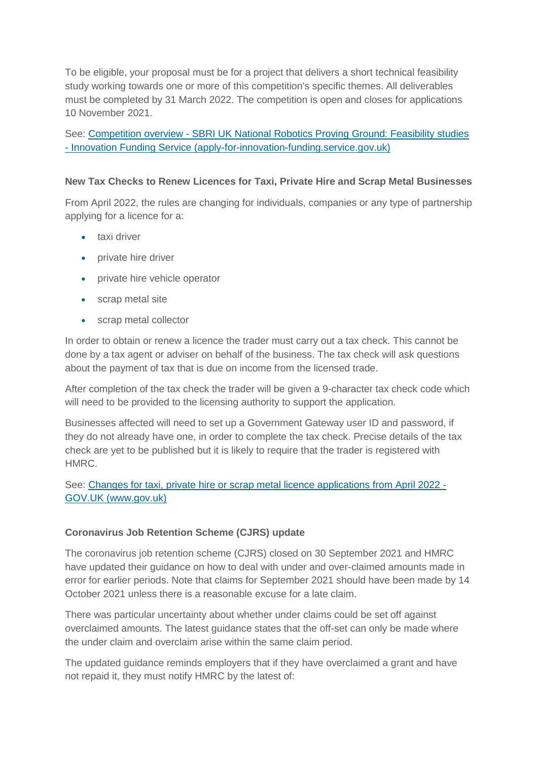To be eligible, your proposal must be for a project that delivers a short technical feasibility study working towards one or more of this competition's specific themes. All deliverables must be completed by 31 March 2022. The competition is open and closes for applications 10 November 2021.

See: [Competition overview - SBRI UK National Robotics Proving Ground: Feasibility studies - Innovation Funding Service (apply-for-innovation-funding.service.gov.uk)]()

**New Tax Checks to Renew Licences for Taxi, Private Hire and Scrap Metal Businesses**

From April 2022, the rules are changing for individuals, companies or any type of partnership applying for a licence for a:

- taxi driver
- private hire driver
- private hire vehicle operator
- scrap metal site
- scrap metal collector

In order to obtain or renew a licence the trader must carry out a tax check. This cannot be done by a tax agent or adviser on behalf of the business. The tax check will ask questions about the payment of tax that is due on income from the licensed trade.

After completion of the tax check the trader will be given a 9-character tax check code which will need to be provided to the licensing authority to support the application.

Businesses affected will need to set up a Government Gateway user ID and password, if they do not already have one, in order to complete the tax check. Precise details of the tax check are yet to be published but it is likely to require that the trader is registered with HMRC.

See: [Changes for taxi, private hire or scrap metal licence applications from April 2022 - GOV.UK (www.gov.uk)]()

**Coronavirus Job Retention Scheme (CJRS) update**

The coronavirus job retention scheme (CJRS) closed on 30 September 2021 and HMRC have updated their guidance on how to deal with under and over-claimed amounts made in error for earlier periods. Note that claims for September 2021 should have been made by 14 October 2021 unless there is a reasonable excuse for a late claim.

There was particular uncertainty about whether under claims could be set off against overclaimed amounts. The latest guidance states that the off-set can only be made where the under claim and overclaim arise within the same claim period.

The updated guidance reminds employers that if they have overclaimed a grant and have not repaid it, they must notify HMRC by the latest of: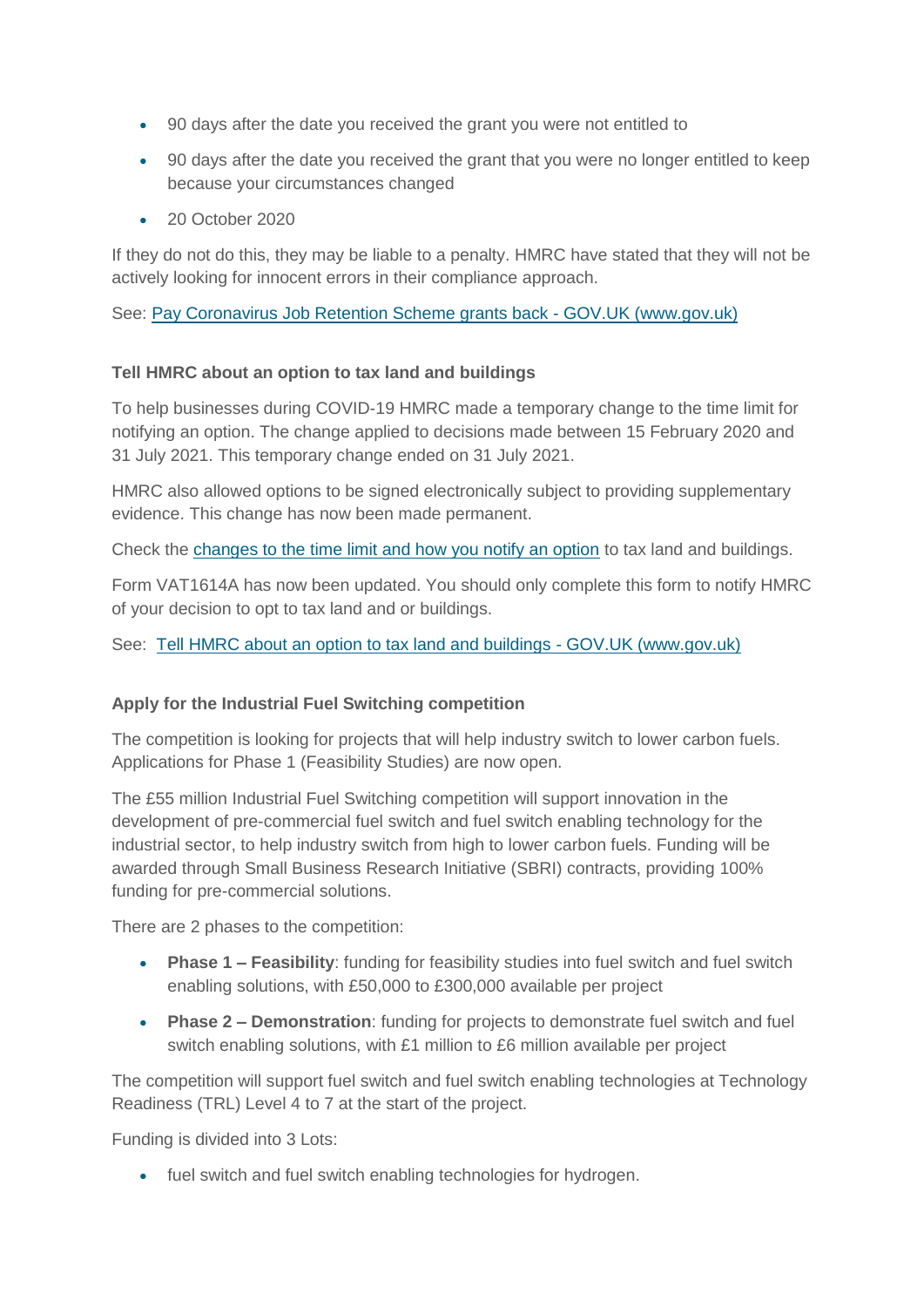- 90 days after the date you received the grant you were not entitled to
- 90 days after the date you received the grant that you were no longer entitled to keep because your circumstances changed
- 20 October 2020

If they do not do this, they may be liable to a penalty. HMRC have stated that they will not be actively looking for innocent errors in their compliance approach.

See: [Pay Coronavirus Job Retention Scheme grants back - GOV.UK (www.gov.uk)]()

**Tell HMRC about an option to tax land and buildings**

To help businesses during COVID-19 HMRC made a temporary change to the time limit for notifying an option. The change applied to decisions made between 15 February 2020 and 31 July 2021. This temporary change ended on 31 July 2021.

HMRC also allowed options to be signed electronically subject to providing supplementary evidence. This change has now been made permanent.

Check the [changes to the time limit and how you notify an option]() to tax land and buildings.

Form VAT1614A has now been updated. You should only complete this form to notify HMRC of your decision to opt to tax land and or buildings.

See: [Tell HMRC about an option to tax land and buildings - GOV.UK (www.gov.uk)]()

**Apply for the Industrial Fuel Switching competition**

The competition is looking for projects that will help industry switch to lower carbon fuels. Applications for Phase 1 (Feasibility Studies) are now open.

The £55 million Industrial Fuel Switching competition will support innovation in the development of pre-commercial fuel switch and fuel switch enabling technology for the industrial sector, to help industry switch from high to lower carbon fuels. Funding will be awarded through Small Business Research Initiative (SBRI) contracts, providing 100% funding for pre-commercial solutions.

There are 2 phases to the competition:

- **Phase 1 – Feasibility**: funding for feasibility studies into fuel switch and fuel switch enabling solutions, with £50,000 to £300,000 available per project
- **Phase 2 – Demonstration**: funding for projects to demonstrate fuel switch and fuel switch enabling solutions, with £1 million to £6 million available per project

The competition will support fuel switch and fuel switch enabling technologies at Technology Readiness (TRL) Level 4 to 7 at the start of the project.

Funding is divided into 3 Lots:

- fuel switch and fuel switch enabling technologies for hydrogen.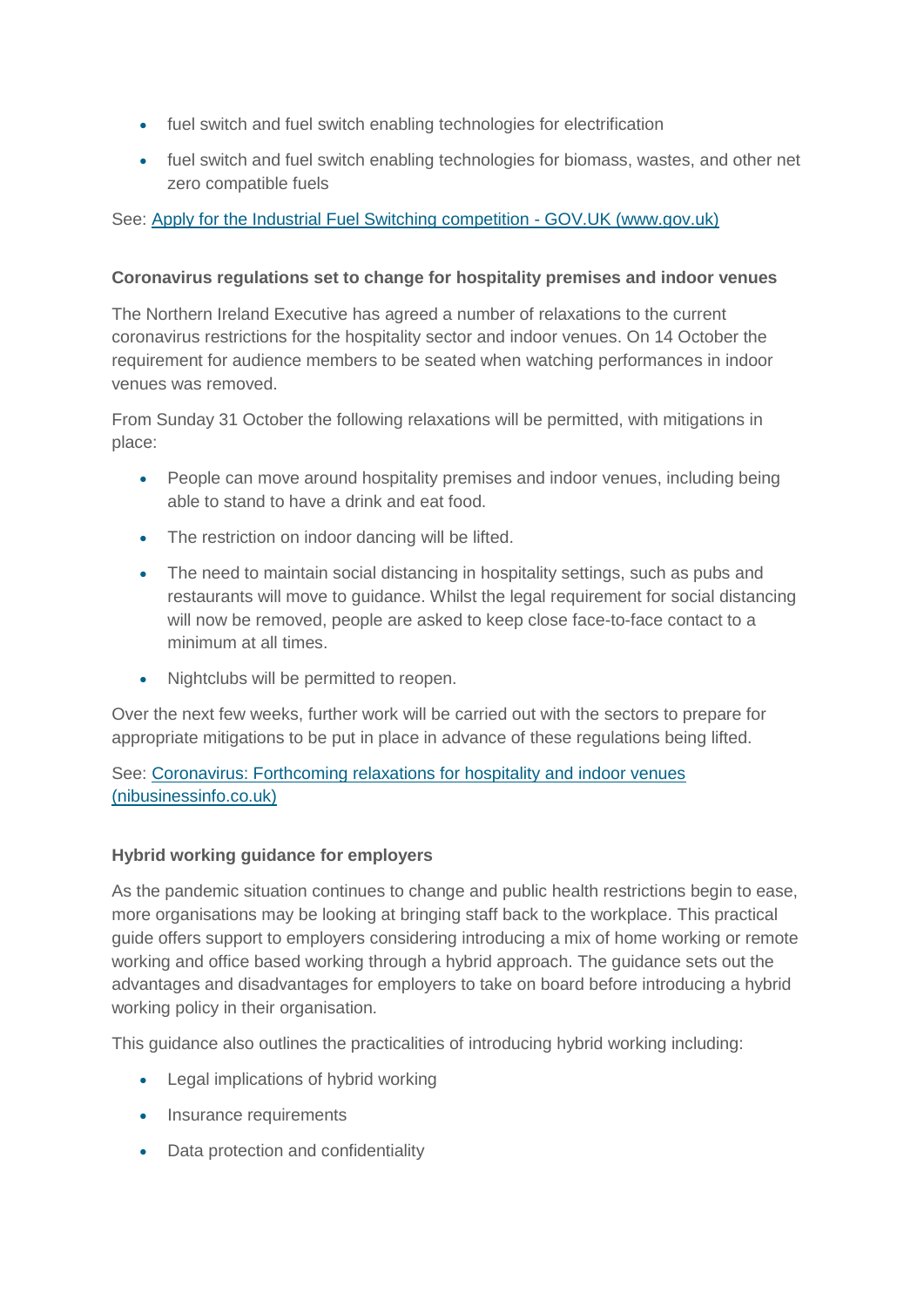- fuel switch and fuel switch enabling technologies for electrification
- fuel switch and fuel switch enabling technologies for biomass, wastes, and other net zero compatible fuels

See: [Apply for the Industrial Fuel Switching competition - GOV.UK (www.gov.uk)]()

**Coronavirus regulations set to change for hospitality premises and indoor venues**

The Northern Ireland Executive has agreed a number of relaxations to the current coronavirus restrictions for the hospitality sector and indoor venues. On 14 October the requirement for audience members to be seated when watching performances in indoor venues was removed.

From Sunday 31 October the following relaxations will be permitted, with mitigations in place:

- People can move around hospitality premises and indoor venues, including being able to stand to have a drink and eat food.
- The restriction on indoor dancing will be lifted.
- The need to maintain social distancing in hospitality settings, such as pubs and restaurants will move to guidance. Whilst the legal requirement for social distancing will now be removed, people are asked to keep close face-to-face contact to a minimum at all times.
- Nightclubs will be permitted to reopen.

Over the next few weeks, further work will be carried out with the sectors to prepare for appropriate mitigations to be put in place in advance of these regulations being lifted.

See: [Coronavirus: Forthcoming relaxations for hospitality and indoor venues (nibusinessinfo.co.uk)]()

**Hybrid working guidance for employers**

As the pandemic situation continues to change and public health restrictions begin to ease, more organisations may be looking at bringing staff back to the workplace. This practical guide offers support to employers considering introducing a mix of home working or remote working and office based working through a hybrid approach. The guidance sets out the advantages and disadvantages for employers to take on board before introducing a hybrid working policy in their organisation.

This guidance also outlines the practicalities of introducing hybrid working including:

- Legal implications of hybrid working
- Insurance requirements
- Data protection and confidentiality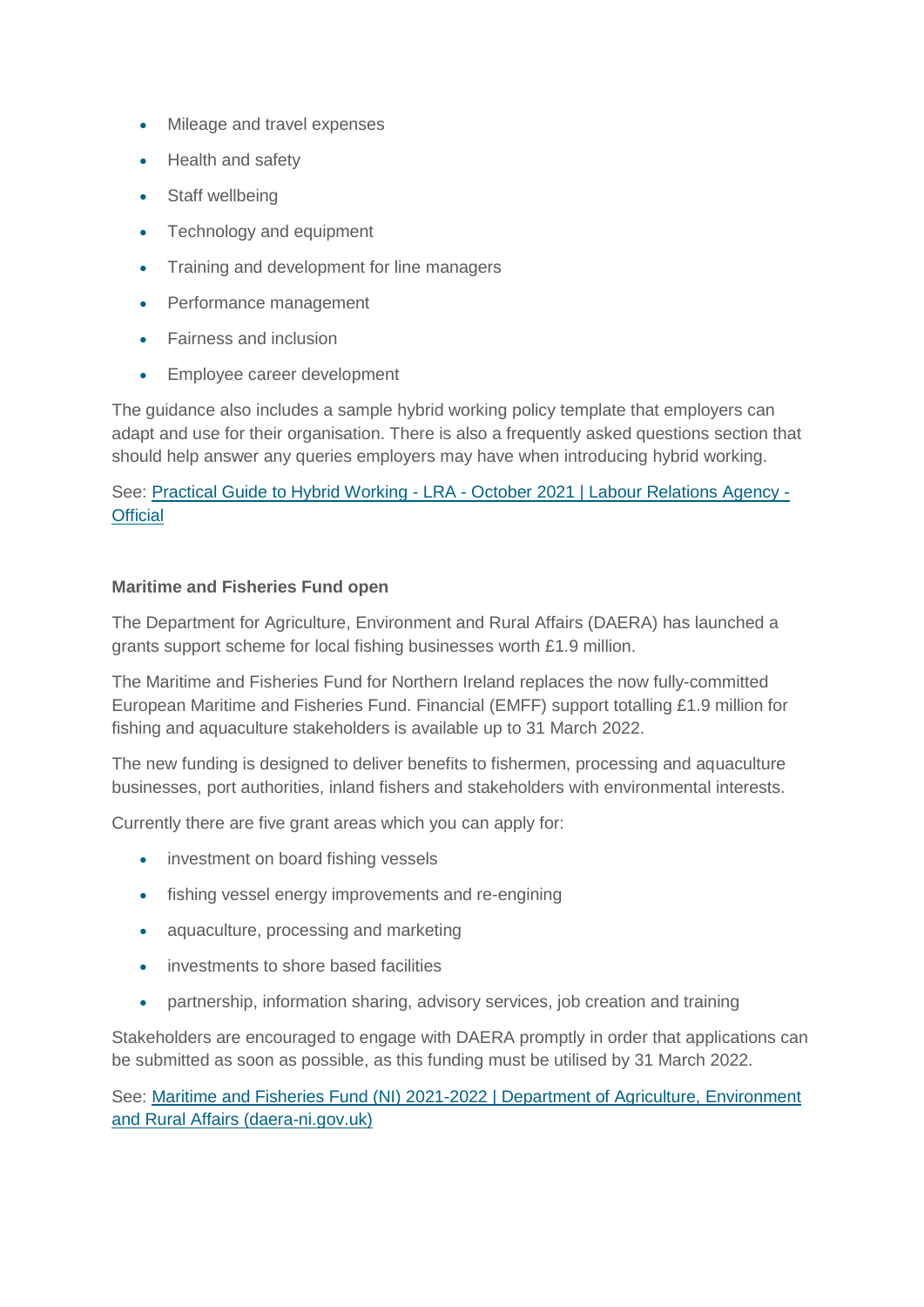- Mileage and travel expenses
- Health and safety
- Staff wellbeing
- Technology and equipment
- Training and development for line managers
- Performance management
- Fairness and inclusion
- Employee career development

The guidance also includes a sample hybrid working policy template that employers can adapt and use for their organisation. There is also a frequently asked questions section that should help answer any queries employers may have when introducing hybrid working.

See: [Practical Guide to Hybrid Working - LRA - October 2021 | Labour Relations Agency - Official]

**Maritime and Fisheries Fund open**

The Department for Agriculture, Environment and Rural Affairs (DAERA) has launched a grants support scheme for local fishing businesses worth £1.9 million.

The Maritime and Fisheries Fund for Northern Ireland replaces the now fully-committed European Maritime and Fisheries Fund. Financial (EMFF) support totalling £1.9 million for fishing and aquaculture stakeholders is available up to 31 March 2022.

The new funding is designed to deliver benefits to fishermen, processing and aquaculture businesses, port authorities, inland fishers and stakeholders with environmental interests.

Currently there are five grant areas which you can apply for:

- investment on board fishing vessels
- fishing vessel energy improvements and re-engining
- aquaculture, processing and marketing
- investments to shore based facilities
- partnership, information sharing, advisory services, job creation and training

Stakeholders are encouraged to engage with DAERA promptly in order that applications can be submitted as soon as possible, as this funding must be utilised by 31 March 2022.

See: [Maritime and Fisheries Fund (NI) 2021-2022 | Department of Agriculture, Environment and Rural Affairs (daera-ni.gov.uk)]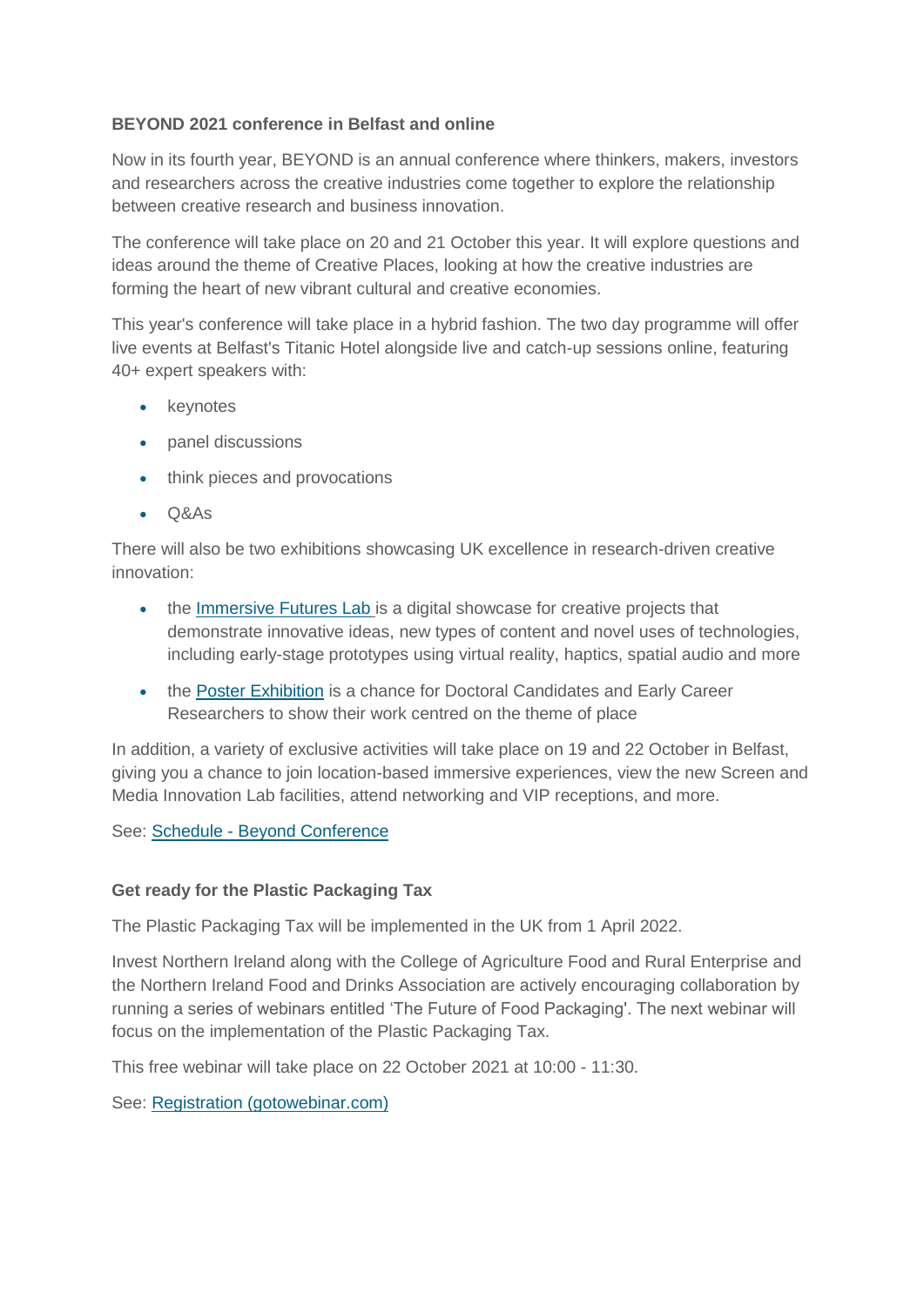**BEYOND 2021 conference in Belfast and online**

Now in its fourth year, BEYOND is an annual conference where thinkers, makers, investors and researchers across the creative industries come together to explore the relationship between creative research and business innovation.

The conference will take place on 20 and 21 October this year. It will explore questions and ideas around the theme of Creative Places, looking at how the creative industries are forming the heart of new vibrant cultural and creative economies.

This year's conference will take place in a hybrid fashion. The two day programme will offer live events at Belfast's Titanic Hotel alongside live and catch-up sessions online, featuring 40+ expert speakers with:

- keynotes
- panel discussions
- think pieces and provocations
- Q&As

There will also be two exhibitions showcasing UK excellence in research-driven creative innovation:

- the Immersive Futures Lab is a digital showcase for creative projects that demonstrate innovative ideas, new types of content and novel uses of technologies, including early-stage prototypes using virtual reality, haptics, spatial audio and more
- the Poster Exhibition is a chance for Doctoral Candidates and Early Career Researchers to show their work centred on the theme of place

In addition, a variety of exclusive activities will take place on 19 and 22 October in Belfast, giving you a chance to join location-based immersive experiences, view the new Screen and Media Innovation Lab facilities, attend networking and VIP receptions, and more.

See: Schedule - Beyond Conference

**Get ready for the Plastic Packaging Tax**

The Plastic Packaging Tax will be implemented in the UK from 1 April 2022.

Invest Northern Ireland along with the College of Agriculture Food and Rural Enterprise and the Northern Ireland Food and Drinks Association are actively encouraging collaboration by running a series of webinars entitled 'The Future of Food Packaging'. The next webinar will focus on the implementation of the Plastic Packaging Tax.

This free webinar will take place on 22 October 2021 at 10:00 - 11:30.

See: Registration (gotowebinar.com)